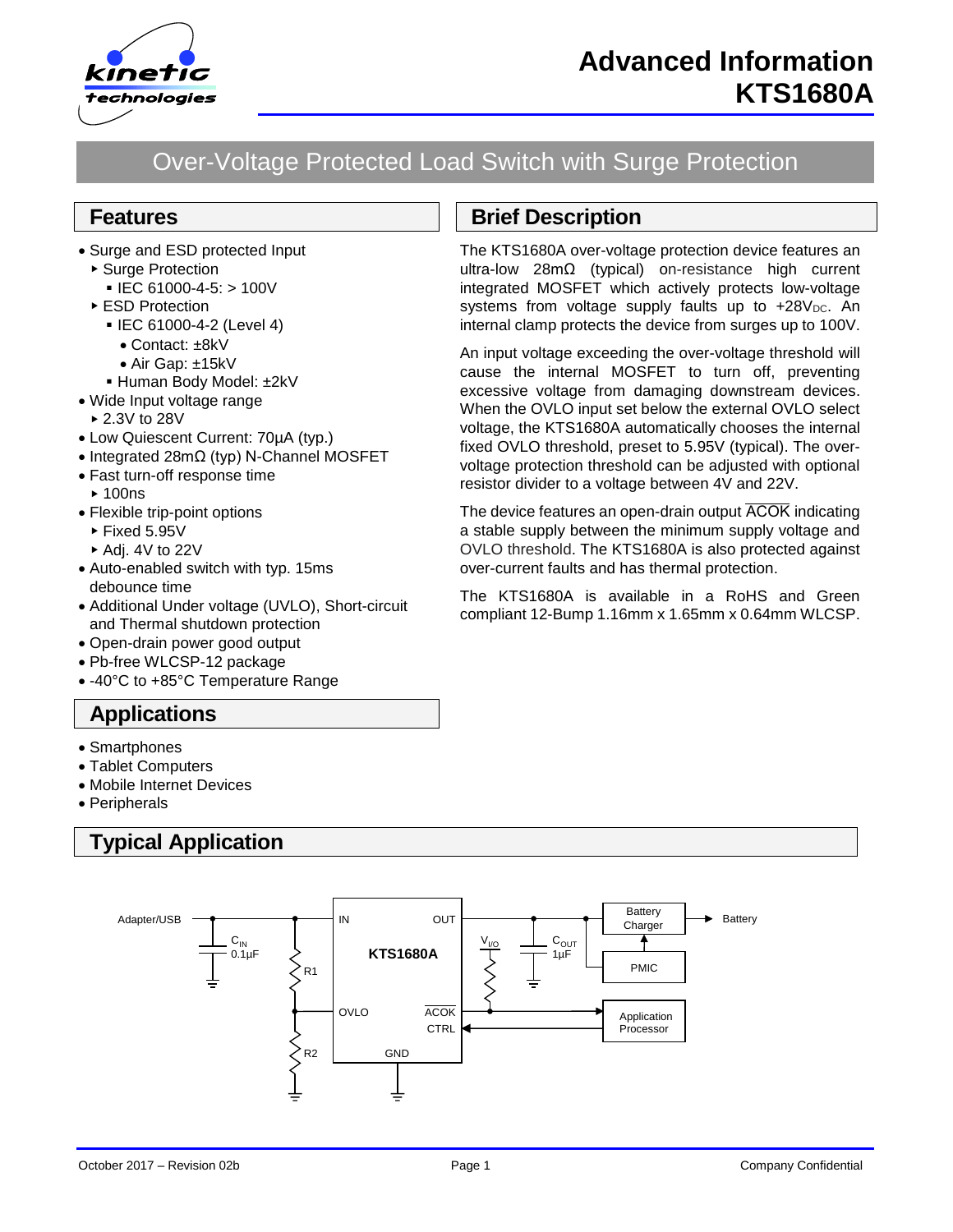# Advanced Information KTS1680A

## Over-Voltage Protected Load Switch with Surge Protection

## Features

- Surge and ESD protected Input
  - Surge Protection
    - IEC 61000-4-5: > 100V
  - ESD Protection
    - IEC 61000-4-2 (Level 4)
      - Contact: ±8kV
      - Air Gap: ±15kV
    - Human Body Model: ±2kV
- Wide Input voltage range
  - 2.3V to 28V
- Low Quiescent Current: 70µA (typ.)
- Integrated 28mΩ (typ) N-Channel MOSFET
- Fast turn-off response time
  - 100ns
- Flexible trip-point options
  - Fixed 5.95V
  - Adj. 4V to 22V
- Auto-enabled switch with typ. 15ms debounce time
- Additional Under voltage (UVLO), Short-circuit and Thermal shutdown protection
- Open-drain power good output
- Pb-free WLCSP-12 package
- -40°C to +85°C Temperature Range

## Applications

- Smartphones
- Tablet Computers
- Mobile Internet Devices
- Peripherals

## Brief Description

The KTS1680A over-voltage protection device features an ultra-low 28mΩ (typical) on-resistance high current integrated MOSFET which actively protects low-voltage systems from voltage supply faults up to +28$V_{DC}$. An internal clamp protects the device from surges up to 100V.

An input voltage exceeding the over-voltage threshold will cause the internal MOSFET to turn off, preventing excessive voltage from damaging downstream devices. When the OVLO input set below the external OVLO select voltage, the KTS1680A automatically chooses the internal fixed OVLO threshold, preset to 5.95V (typical). The over-voltage protection threshold can be adjusted with optional resistor divider to a voltage between 4V and 22V.

The device features an open-drain output $\overline{ACOK}$ indicating a stable supply between the minimum supply voltage and OVLO threshold. The KTS1680A is also protected against over-current faults and has thermal protection.

The KTS1680A is available in a RoHS and Green compliant 12-Bump 1.16mm x 1.65mm x 0.64mm WLCSP.

## Typical Application

Adapter/USB — IN — KTS1680A — OUT — Battery Charger — Battery; PMIC; $C_{IN}$ 0.1µF; $C_{OUT}$ 1µF; R1; R2; OVLO; $\overline{ACOK}$; CTRL; GND; $V_{I/O}$; Application Processor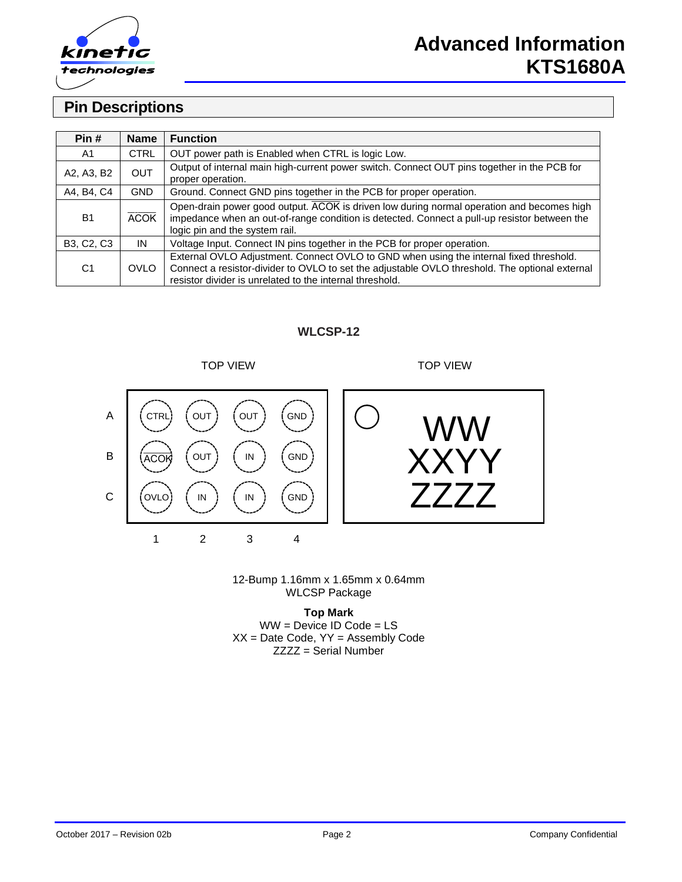## Pin Descriptions

| Pin # | Name | Function |
|---|---|---|
| A1 | CTRL | OUT power path is Enabled when CTRL is logic Low. |
| A2, A3, B2 | OUT | Output of internal main high-current power switch. Connect OUT pins together in the PCB for proper operation. |
| A4, B4, C4 | GND | Ground. Connect GND pins together in the PCB for proper operation. |
| B1 | $\overline{ACOK}$ | Open-drain power good output. $\overline{ACOK}$ is driven low during normal operation and becomes high impedance when an out-of-range condition is detected. Connect a pull-up resistor between the logic pin and the system rail. |
| B3, C2, C3 | IN | Voltage Input. Connect IN pins together in the PCB for proper operation. |
| C1 | OVLO | External OVLO Adjustment. Connect OVLO to GND when using the internal fixed threshold. Connect a resistor-divider to OVLO to set the adjustable OVLO threshold. The optional external resistor divider is unrelated to the internal threshold. |

**WLCSP-12**

TOP VIEW

| | 1 | 2 | 3 | 4 |
|---|---|---|---|---|
| A | CTRL | OUT | OUT | GND |
| B | $\overline{ACOK}$ | OUT | IN | GND |
| C | OVLO | IN | IN | GND |

TOP VIEW

WW
XXYY
ZZZZ

12-Bump 1.16mm x 1.65mm x 0.64mm
WLCSP Package

**Top Mark**
WW = Device ID Code = LS
XX = Date Code, YY = Assembly Code
ZZZZ = Serial Number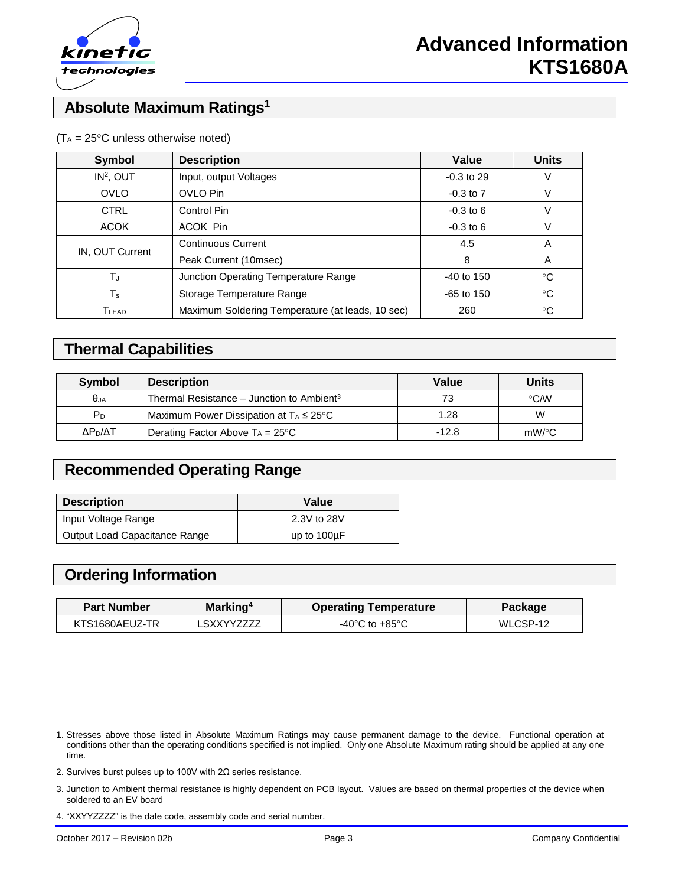## Absolute Maximum Ratings[1]

($T_A$ = 25°C unless otherwise noted)

| Symbol | Description | Value | Units |
|---|---|---|---|
| IN[2], OUT | Input, output Voltages | -0.3 to 29 | V |
| OVLO | OVLO Pin | -0.3 to 7 | V |
| CTRL | Control Pin | -0.3 to 6 | V |
| $\overline{ACOK}$ | $\overline{ACOK}$ Pin | -0.3 to 6 | V |
| IN, OUT Current | Continuous Current | 4.5 | A |
| | Peak Current (10msec) | 8 | A |
| $T_J$ | Junction Operating Temperature Range | -40 to 150 | °C |
| $T_s$ | Storage Temperature Range | -65 to 150 | °C |
| $T_{LEAD}$ | Maximum Soldering Temperature (at leads, 10 sec) | 260 | °C |

## Thermal Capabilities

| Symbol | Description | Value | Units |
|---|---|---|---|
| $\theta_{JA}$ | Thermal Resistance – Junction to Ambient[3] | 73 | °C/W |
| $P_D$ | Maximum Power Dissipation at $T_A \leq 25$°C | 1.28 | W |
| $\Delta P_D/\Delta T$ | Derating Factor Above $T_A$ = 25°C | -12.8 | mW/°C |

## Recommended Operating Range

| Description | Value |
|---|---|
| Input Voltage Range | 2.3V to 28V |
| Output Load Capacitance Range | up to 100µF |

## Ordering Information

| Part Number | Marking[4] | Operating Temperature | Package |
|---|---|---|---|
| KTS1680AEUZ-TR | LSXXYYZZZZ | -40°C to +85°C | WLCSP-12 |

1. Stresses above those listed in Absolute Maximum Ratings may cause permanent damage to the device. Functional operation at conditions other than the operating conditions specified is not implied. Only one Absolute Maximum rating should be applied at any one time.
2. Survives burst pulses up to 100V with 2Ω series resistance.
3. Junction to Ambient thermal resistance is highly dependent on PCB layout. Values are based on thermal properties of the device when soldered to an EV board
4. "XXYYZZZZ" is the date code, assembly code and serial number.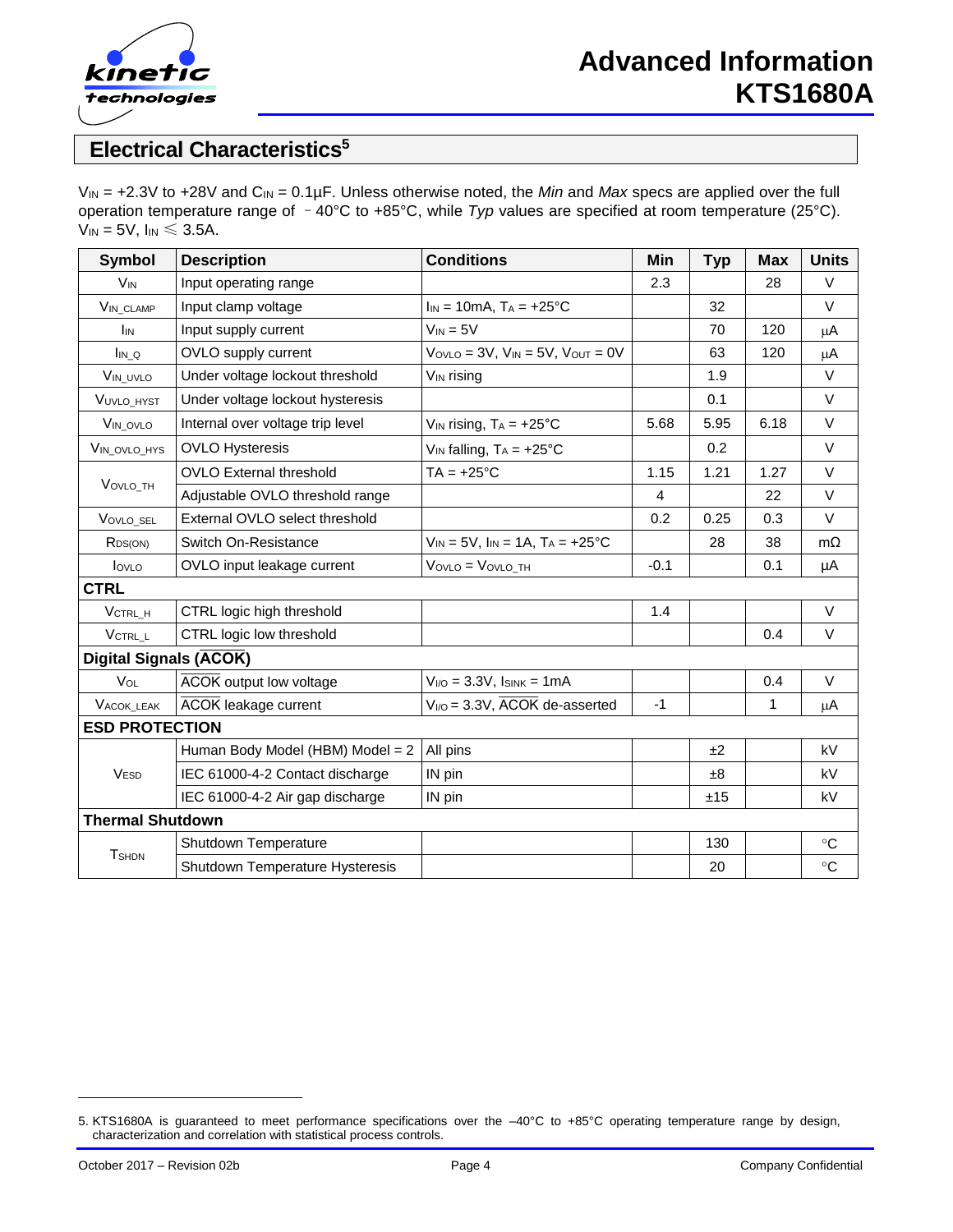## Electrical Characteristics[5]

$V_{IN}$ = +2.3V to +28V and $C_{IN}$ = 0.1µF. Unless otherwise noted, the *Min* and *Max* specs are applied over the full operation temperature range of -40°C to +85°C, while *Typ* values are specified at room temperature (25°C). $V_{IN}$ = 5V, $I_{IN}$ ≤ 3.5A.

| Symbol | Description | Conditions | Min | Typ | Max | Units |
|---|---|---|---|---|---|---|
| $V_{IN}$ | Input operating range | | 2.3 | | 28 | V |
| $V_{IN\_CLAMP}$ | Input clamp voltage | $I_{IN}$ = 10mA, $T_A$ = +25°C | | 32 | | V |
| $I_{IN}$ | Input supply current | $V_{IN}$ = 5V | | 70 | 120 | µA |
| $I_{IN\_Q}$ | OVLO supply current | $V_{OVLO}$ = 3V, $V_{IN}$ = 5V, $V_{OUT}$ = 0V | | 63 | 120 | µA |
| $V_{IN\_UVLO}$ | Under voltage lockout threshold | $V_{IN}$ rising | | 1.9 | | V |
| $V_{UVLO\_HYST}$ | Under voltage lockout hysteresis | | | 0.1 | | V |
| $V_{IN\_OVLO}$ | Internal over voltage trip level | $V_{IN}$ rising, $T_A$ = +25°C | 5.68 | 5.95 | 6.18 | V |
| $V_{IN\_OVLO\_HYS}$ | OVLO Hysteresis | $V_{IN}$ falling, $T_A$ = +25°C | | 0.2 | | V |
| $V_{OVLO\_TH}$ | OVLO External threshold | TA = +25°C | 1.15 | 1.21 | 1.27 | V |
| | Adjustable OVLO threshold range | | 4 | | 22 | V |
| $V_{OVLO\_SEL}$ | External OVLO select threshold | | 0.2 | 0.25 | 0.3 | V |
| $R_{DS(ON)}$ | Switch On-Resistance | $V_{IN}$ = 5V, $I_{IN}$ = 1A, $T_A$ = +25°C | | 28 | 38 | mΩ |
| $I_{OVLO}$ | OVLO input leakage current | $V_{OVLO}$ = $V_{OVLO\_TH}$ | -0.1 | | 0.1 | µA |
| **CTRL** | | | | | | |
| $V_{CTRL\_H}$ | CTRL logic high threshold | | 1.4 | | | V |
| $V_{CTRL\_L}$ | CTRL logic low threshold | | | | 0.4 | V |
| **Digital Signals ($\overline{ACOK}$)** | | | | | | |
| $V_{OL}$ | $\overline{ACOK}$ output low voltage | $V_{I/O}$ = 3.3V, $I_{SINK}$ = 1mA | | | 0.4 | V |
| $V_{ACOK\_LEAK}$ | $\overline{ACOK}$ leakage current | $V_{I/O}$ = 3.3V, $\overline{ACOK}$ de-asserted | -1 | | 1 | µA |
| **ESD PROTECTION** | | | | | | |
| $V_{ESD}$ | Human Body Model (HBM) Model = 2 | All pins | | ±2 | | kV |
| | IEC 61000-4-2 Contact discharge | IN pin | | ±8 | | kV |
| | IEC 61000-4-2 Air gap discharge | IN pin | | ±15 | | kV |
| **Thermal Shutdown** | | | | | | |
| $T_{SHDN}$ | Shutdown Temperature | | | 130 | | °C |
| | Shutdown Temperature Hysteresis | | | 20 | | °C |

5. KTS1680A is guaranteed to meet performance specifications over the –40°C to +85°C operating temperature range by design, characterization and correlation with statistical process controls.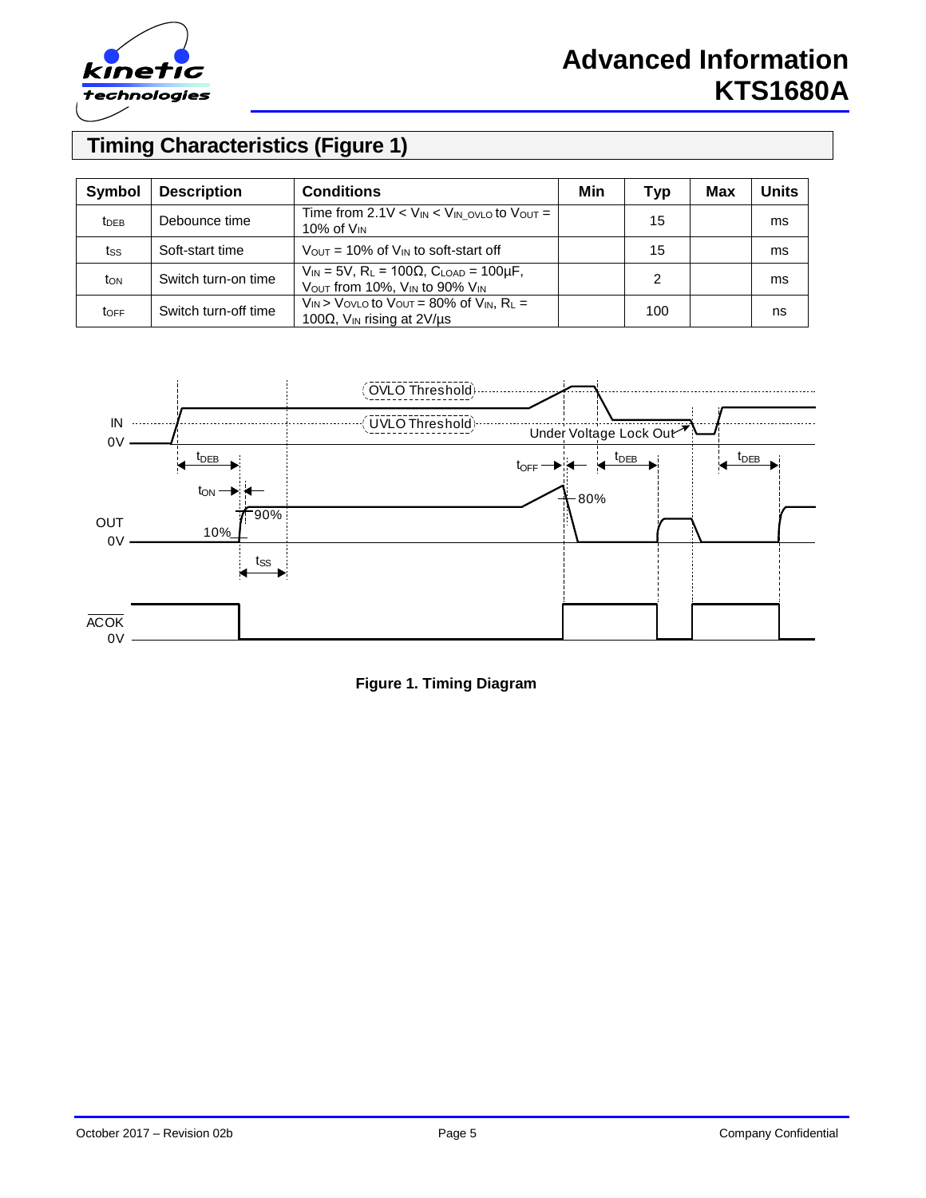## Timing Characteristics (Figure 1)

| Symbol | Description | Conditions | Min | Typ | Max | Units |
|---|---|---|---|---|---|---|
| $t_{DEB}$ | Debounce time | Time from 2.1V < $V_{IN}$ < $V_{IN\_OVLO}$ to $V_{OUT}$ = 10% of $V_{IN}$ | | 15 | | ms |
| $t_{SS}$ | Soft-start time | $V_{OUT}$ = 10% of $V_{IN}$ to soft-start off | | 15 | | ms |
| $t_{ON}$ | Switch turn-on time | $V_{IN}$ = 5V, $R_L$ = 100Ω, $C_{LOAD}$ = 100µF, $V_{OUT}$ from 10%, $V_{IN}$ to 90% $V_{IN}$ | | 2 | | ms |
| $t_{OFF}$ | Switch turn-off time | $V_{IN}$ > $V_{OVLO}$ to $V_{OUT}$ = 80% of $V_{IN}$, $R_L$ = 100Ω, $V_{IN}$ rising at 2V/µs | | 100 | | ns |

**Figure 1. Timing Diagram**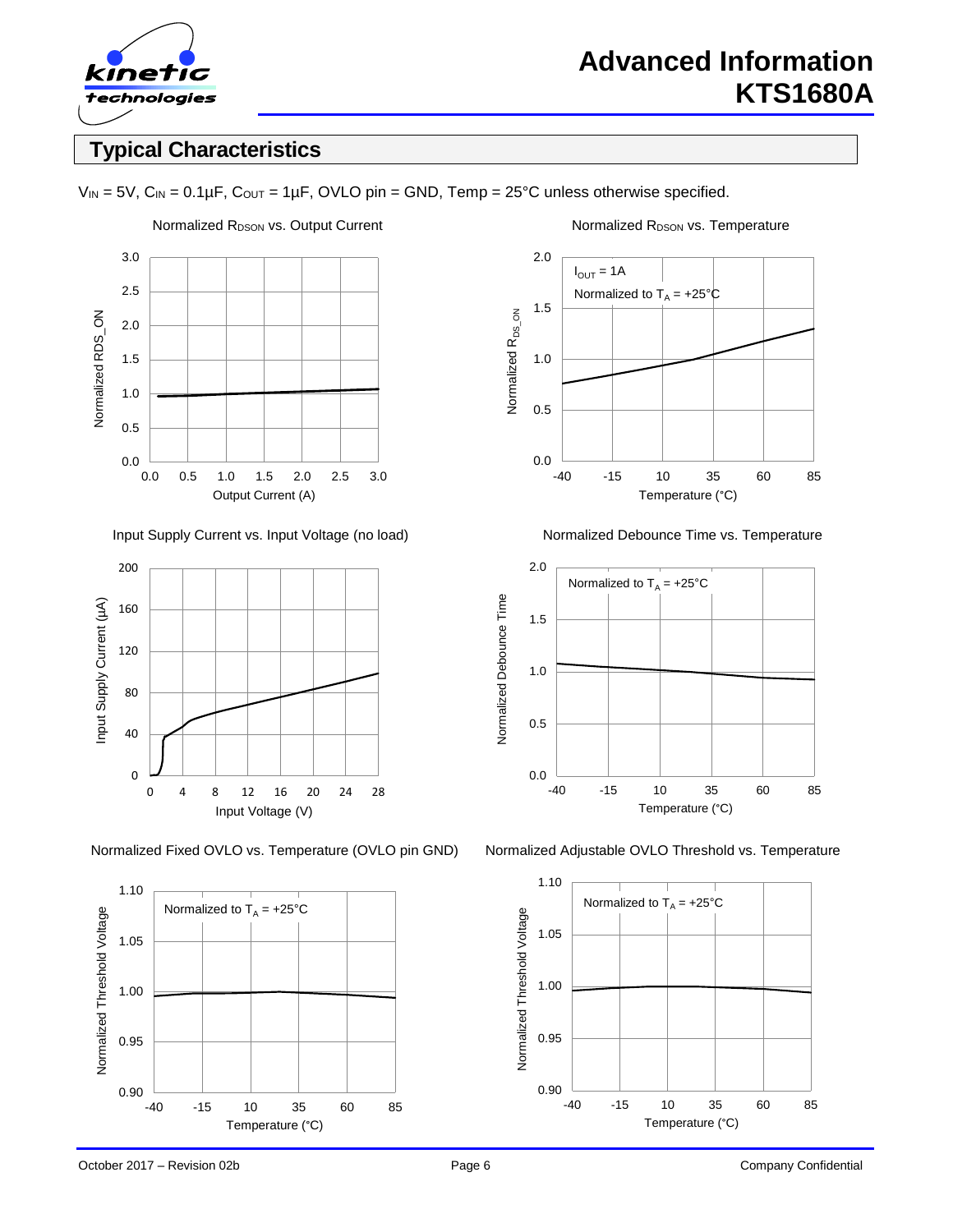## Typical Characteristics

$V_{IN}$ = 5V, $C_{IN}$ = 0.1µF, $C_{OUT}$ = 1µF, OVLO pin = GND, Temp = 25°C unless otherwise specified.

Normalized $R_{DSON}$ vs. Output Current

Normalized $R_{DSON}$ vs. Temperature

Input Supply Current vs. Input Voltage (no load)

Normalized Debounce Time vs. Temperature

Normalized Fixed OVLO vs. Temperature (OVLO pin GND)

Normalized Adjustable OVLO Threshold vs. Temperature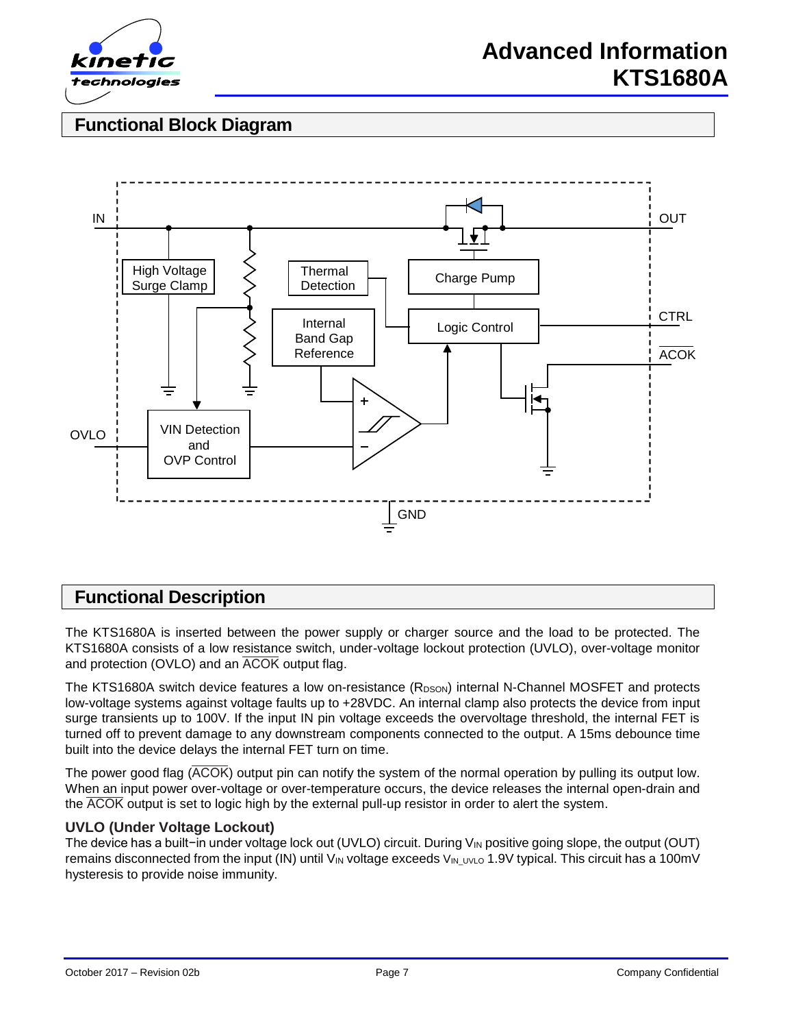## Functional Block Diagram

## Functional Description

The KTS1680A is inserted between the power supply or charger source and the load to be protected. The KTS1680A consists of a low resistance switch, under-voltage lockout protection (UVLO), over-voltage monitor and protection (OVLO) and an $\overline{ACOK}$ output flag.

The KTS1680A switch device features a low on-resistance ($R_{DSON}$) internal N-Channel MOSFET and protects low-voltage systems against voltage faults up to +28VDC. An internal clamp also protects the device from input surge transients up to 100V. If the input IN pin voltage exceeds the overvoltage threshold, the internal FET is turned off to prevent damage to any downstream components connected to the output. A 15ms debounce time built into the device delays the internal FET turn on time.

The power good flag ($\overline{ACOK}$) output pin can notify the system of the normal operation by pulling its output low. When an input power over-voltage or over-temperature occurs, the device releases the internal open-drain and the $\overline{ACOK}$ output is set to logic high by the external pull-up resistor in order to alert the system.

### UVLO (Under Voltage Lockout)

The device has a built−in under voltage lock out (UVLO) circuit. During $V_{IN}$ positive going slope, the output (OUT) remains disconnected from the input (IN) until $V_{IN}$ voltage exceeds $V_{IN\_UVLO}$ 1.9V typical. This circuit has a 100mV hysteresis to provide noise immunity.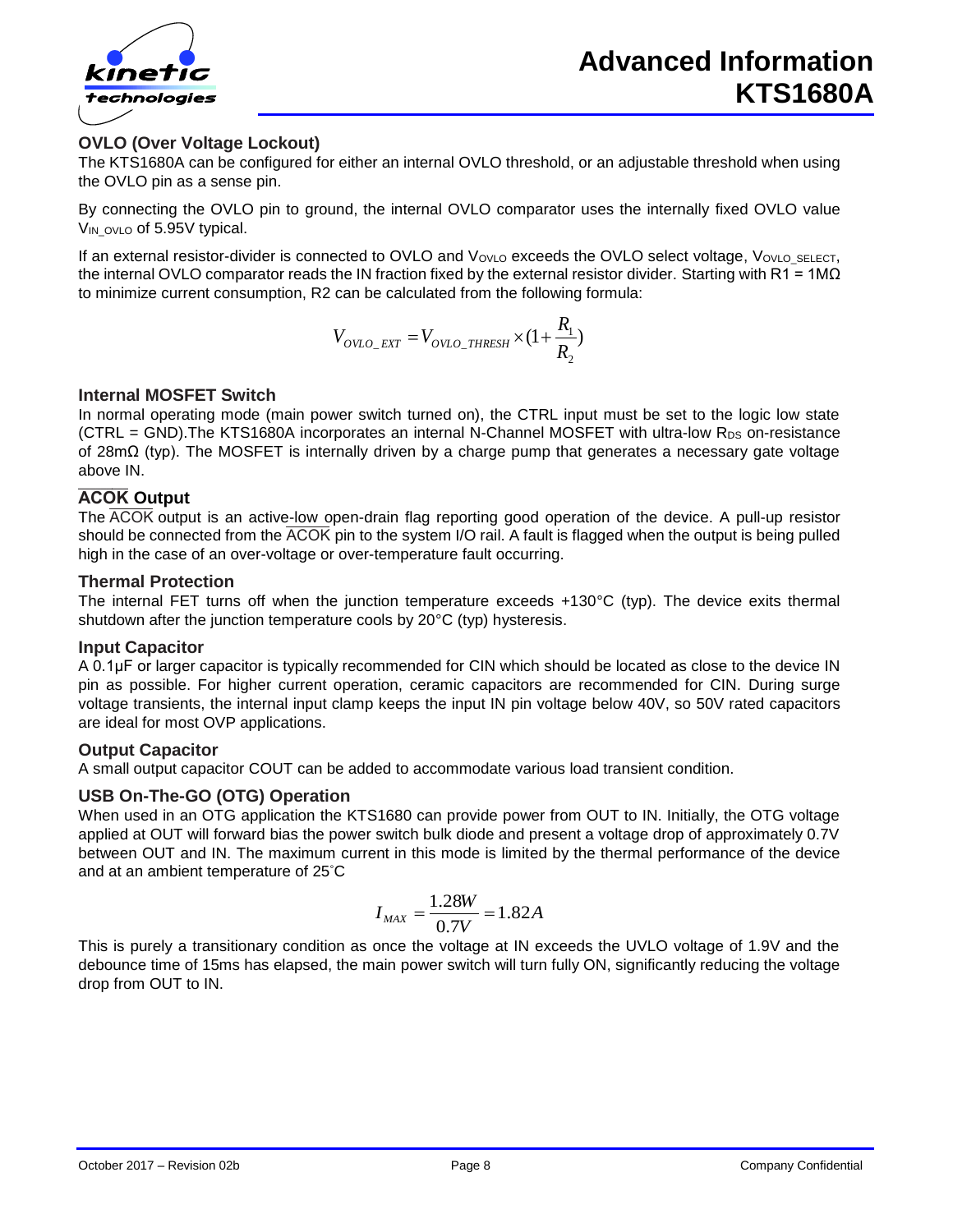### OVLO (Over Voltage Lockout)

The KTS1680A can be configured for either an internal OVLO threshold, or an adjustable threshold when using the OVLO pin as a sense pin.

By connecting the OVLO pin to ground, the internal OVLO comparator uses the internally fixed OVLO value $V_{IN\_OVLO}$ of 5.95V typical.

If an external resistor-divider is connected to OVLO and $V_{OVLO}$ exceeds the OVLO select voltage, $V_{OVLO\_SELECT}$, the internal OVLO comparator reads the IN fraction fixed by the external resistor divider. Starting with R1 = 1MΩ to minimize current consumption, R2 can be calculated from the following formula:

$$V_{OVLO\_EXT} = V_{OVLO\_THRESH} \times (1 + \frac{R_1}{R_2})$$

### Internal MOSFET Switch

In normal operating mode (main power switch turned on), the CTRL input must be set to the logic low state (CTRL = GND).The KTS1680A incorporates an internal N-Channel MOSFET with ultra-low $R_{DS}$ on-resistance of 28mΩ (typ). The MOSFET is internally driven by a charge pump that generates a necessary gate voltage above IN.

### $\overline{\text{ACOK}}$ Output

The $\overline{\text{ACOK}}$ output is an active-low open-drain flag reporting good operation of the device. A pull-up resistor should be connected from the $\overline{\text{ACOK}}$ pin to the system I/O rail. A fault is flagged when the output is being pulled high in the case of an over-voltage or over-temperature fault occurring.

### Thermal Protection

The internal FET turns off when the junction temperature exceeds +130°C (typ). The device exits thermal shutdown after the junction temperature cools by 20°C (typ) hysteresis.

### Input Capacitor

A 0.1µF or larger capacitor is typically recommended for CIN which should be located as close to the device IN pin as possible. For higher current operation, ceramic capacitors are recommended for CIN. During surge voltage transients, the internal input clamp keeps the input IN pin voltage below 40V, so 50V rated capacitors are ideal for most OVP applications.

### Output Capacitor

A small output capacitor COUT can be added to accommodate various load transient condition.

### USB On-The-GO (OTG) Operation

When used in an OTG application the KTS1680 can provide power from OUT to IN. Initially, the OTG voltage applied at OUT will forward bias the power switch bulk diode and present a voltage drop of approximately 0.7V between OUT and IN. The maximum current in this mode is limited by the thermal performance of the device and at an ambient temperature of 25˚C

$$I_{MAX} = \frac{1.28W}{0.7V} = 1.82A$$

This is purely a transitionary condition as once the voltage at IN exceeds the UVLO voltage of 1.9V and the debounce time of 15ms has elapsed, the main power switch will turn fully ON, significantly reducing the voltage drop from OUT to IN.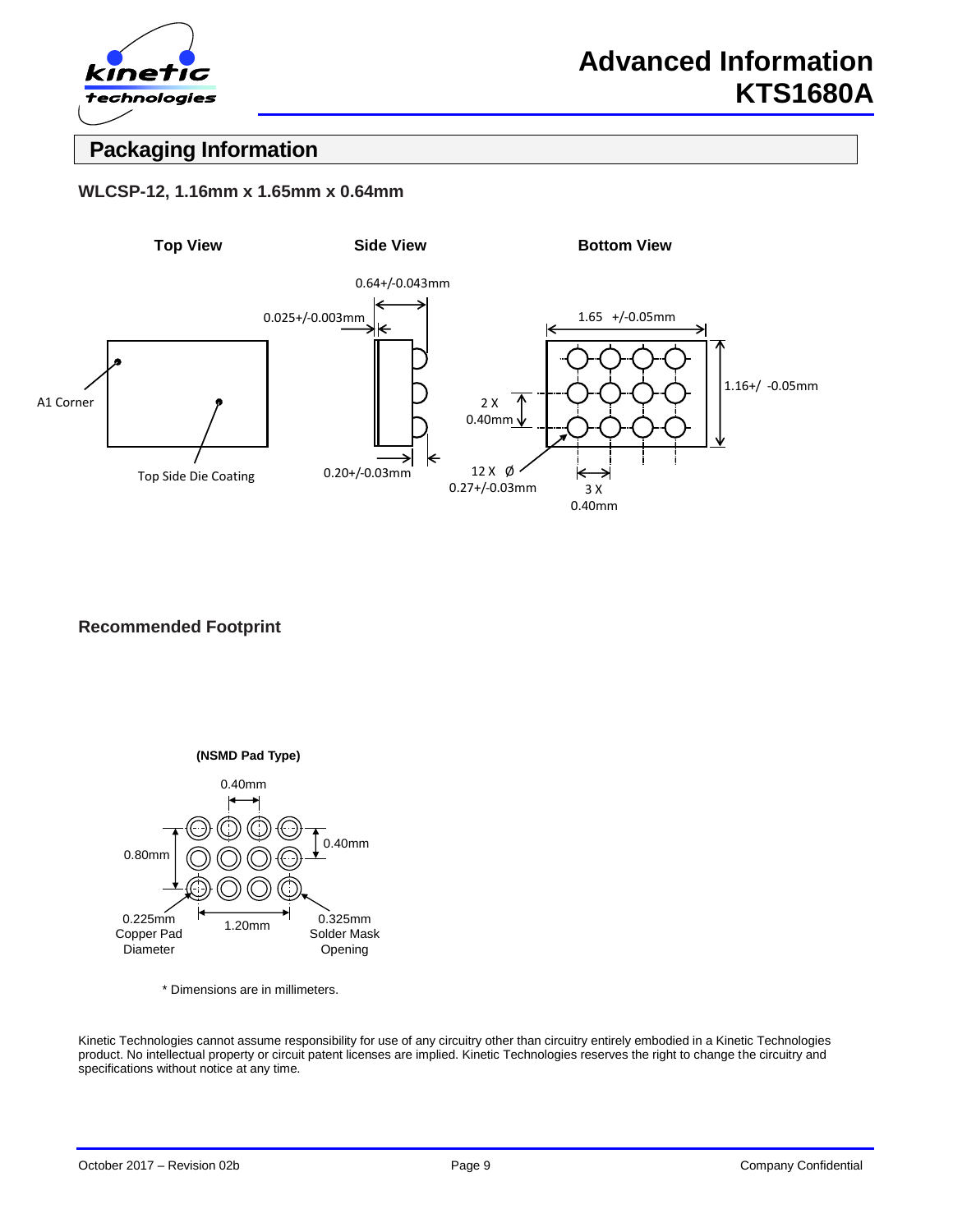# Packaging Information

### WLCSP-12, 1.16mm x 1.65mm x 0.64mm

**Top View**

A1 Corner

Top Side Die Coating

**Side View**

0.64+/-0.043mm

0.025+/-0.003mm

0.20+/-0.03mm

**Bottom View**

1.65 +/-0.05mm

1.16+/ -0.05mm

2 X 0.40mm

12 X Ø 0.27+/-0.03mm

3 X 0.40mm

### Recommended Footprint

**(NSMD Pad Type)**

0.40mm

0.80mm

0.40mm

0.225mm Copper Pad Diameter

1.20mm

0.325mm Solder Mask Opening

* Dimensions are in millimeters.

Kinetic Technologies cannot assume responsibility for use of any circuitry other than circuitry entirely embodied in a Kinetic Technologies product. No intellectual property or circuit patent licenses are implied. Kinetic Technologies reserves the right to change the circuitry and specifications without notice at any time.